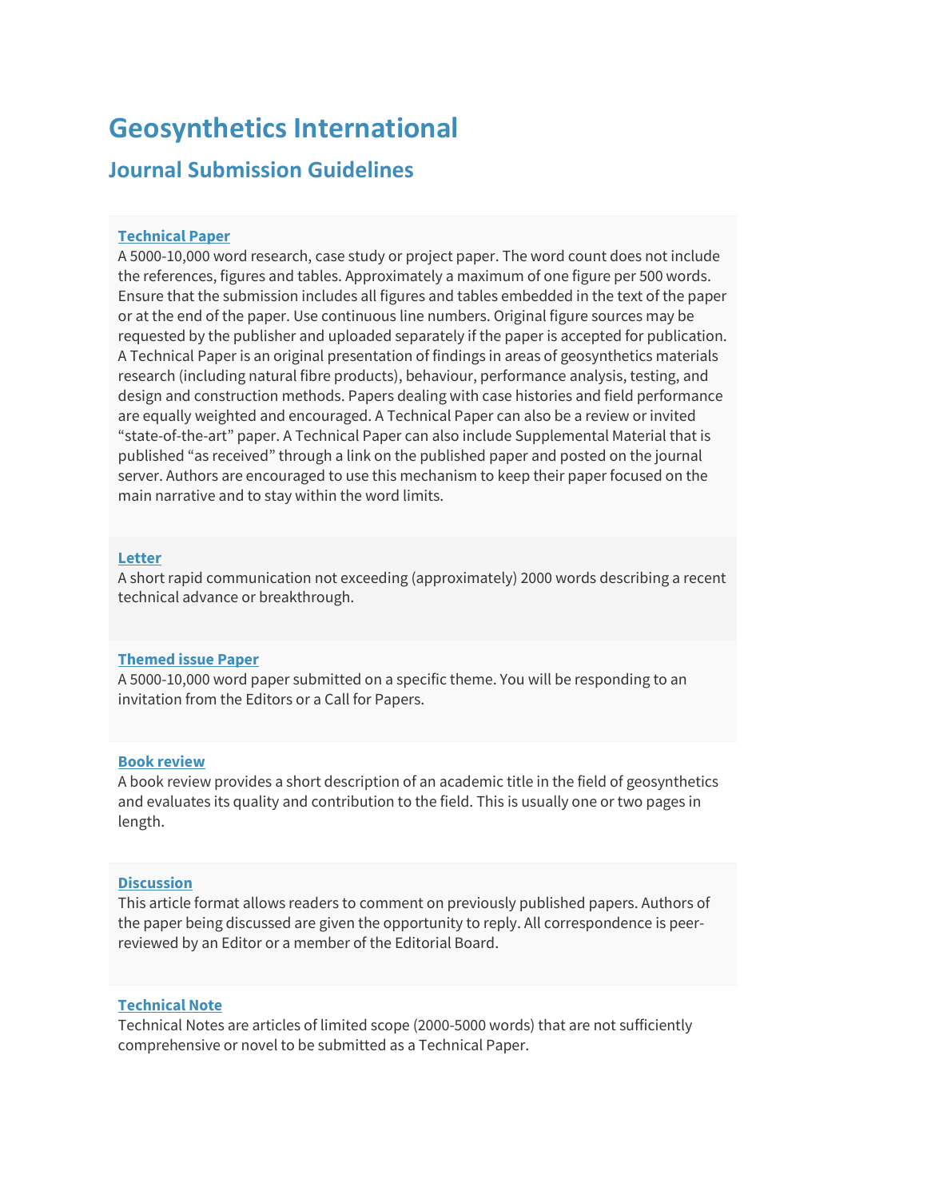# Geosynthetics International

## Journal Submission Guidelines

### Technical Paper

A 5000-10,000 word research, case study or project paper. The word count does not include the references, figures and tables. Approximately a maximum of one figure per 500 words. Ensure that the submission includes all figures and tables embedded in the text of the paper or at the end of the paper. Use continuous line numbers. Original figure sources may be requested by the publisher and uploaded separately if the paper is accepted for publication. A Technical Paper is an original presentation of findings in areas of geosynthetics materials research (including natural fibre products), behaviour, performance analysis, testing, and design and construction methods. Papers dealing with case histories and field performance are equally weighted and encouraged. A Technical Paper can also be a review or invited "state-of-the-art" paper. A Technical Paper can also include Supplemental Material that is published "as received" through a link on the published paper and posted on the journal server. Authors are encouraged to use this mechanism to keep their paper focused on the main narrative and to stay within the word limits.

### Letter

A short rapid communication not exceeding (approximately) 2000 words describing a recent technical advance or breakthrough.

### Themed issue Paper

A 5000-10,000 word paper submitted on a specific theme. You will be responding to an invitation from the Editors or a Call for Papers.

### Book review

A book review provides a short description of an academic title in the field of geosynthetics and evaluates its quality and contribution to the field. This is usually one or two pages in length.

### Discussion

This article format allows readers to comment on previously published papers. Authors of the paper being discussed are given the opportunity to reply. All correspondence is peer-reviewed by an Editor or a member of the Editorial Board.

### Technical Note

Technical Notes are articles of limited scope (2000-5000 words) that are not sufficiently comprehensive or novel to be submitted as a Technical Paper.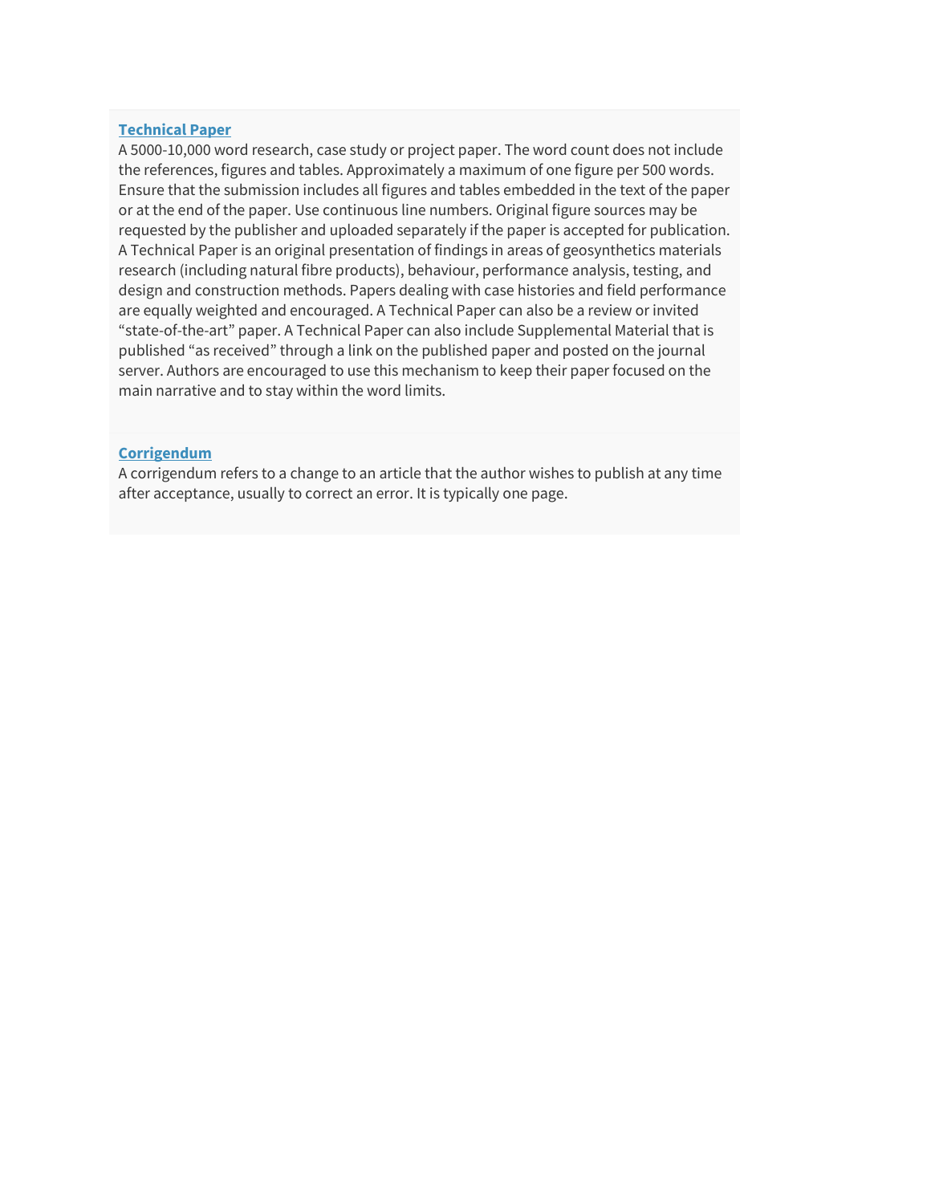**Technical Paper**

A 5000-10,000 word research, case study or project paper. The word count does not include the references, figures and tables. Approximately a maximum of one figure per 500 words. Ensure that the submission includes all figures and tables embedded in the text of the paper or at the end of the paper. Use continuous line numbers. Original figure sources may be requested by the publisher and uploaded separately if the paper is accepted for publication. A Technical Paper is an original presentation of findings in areas of geosynthetics materials research (including natural fibre products), behaviour, performance analysis, testing, and design and construction methods. Papers dealing with case histories and field performance are equally weighted and encouraged. A Technical Paper can also be a review or invited "state-of-the-art" paper. A Technical Paper can also include Supplemental Material that is published "as received" through a link on the published paper and posted on the journal server. Authors are encouraged to use this mechanism to keep their paper focused on the main narrative and to stay within the word limits.

**Corrigendum**

A corrigendum refers to a change to an article that the author wishes to publish at any time after acceptance, usually to correct an error. It is typically one page.